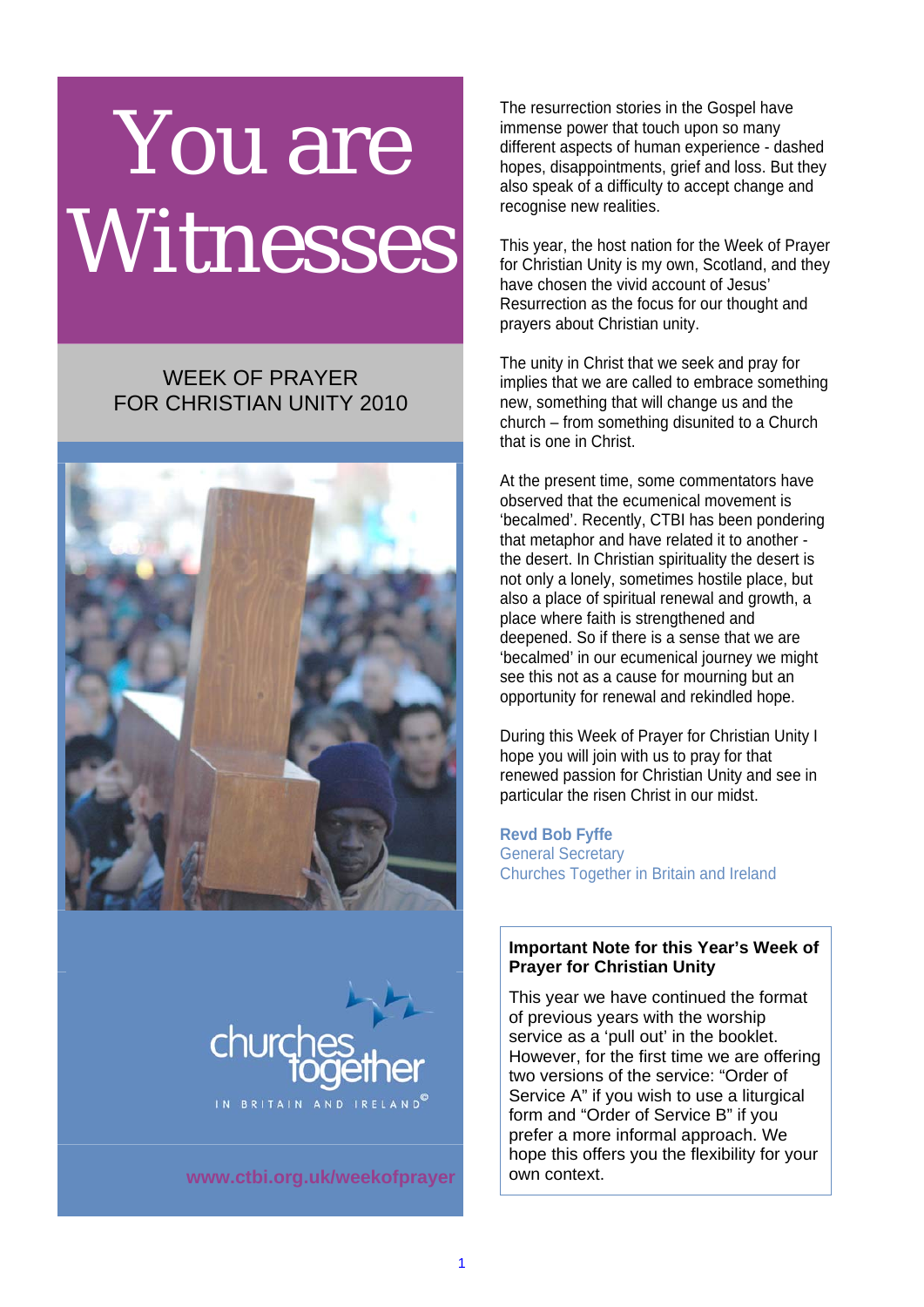# You are Witnesses

WEEK OF PRAYER
FOR CHRISTIAN UNITY 2010

churches together
IN BRITAIN AND IRELAND©

www.ctbi.org.uk/weekofprayer

The resurrection stories in the Gospel have immense power that touch upon so many different aspects of human experience - dashed hopes, disappointments, grief and loss. But they also speak of a difficulty to accept change and recognise new realities.

This year, the host nation for the Week of Prayer for Christian Unity is my own, Scotland, and they have chosen the vivid account of Jesus' Resurrection as the focus for our thought and prayers about Christian unity.

The unity in Christ that we seek and pray for implies that we are called to embrace something new, something that will change us and the church – from something disunited to a Church that is one in Christ.

At the present time, some commentators have observed that the ecumenical movement is 'becalmed'. Recently, CTBI has been pondering that metaphor and have related it to another - the desert. In Christian spirituality the desert is not only a lonely, sometimes hostile place, but also a place of spiritual renewal and growth, a place where faith is strengthened and deepened. So if there is a sense that we are 'becalmed' in our ecumenical journey we might see this not as a cause for mourning but an opportunity for renewal and rekindled hope.

During this Week of Prayer for Christian Unity I hope you will join with us to pray for that renewed passion for Christian Unity and see in particular the risen Christ in our midst.

**Revd Bob Fyffe**
General Secretary
Churches Together in Britain and Ireland

**Important Note for this Year's Week of Prayer for Christian Unity**

This year we have continued the format of previous years with the worship service as a 'pull out' in the booklet. However, for the first time we are offering two versions of the service: "Order of Service A" if you wish to use a liturgical form and "Order of Service B" if you prefer a more informal approach. We hope this offers you the flexibility for your own context.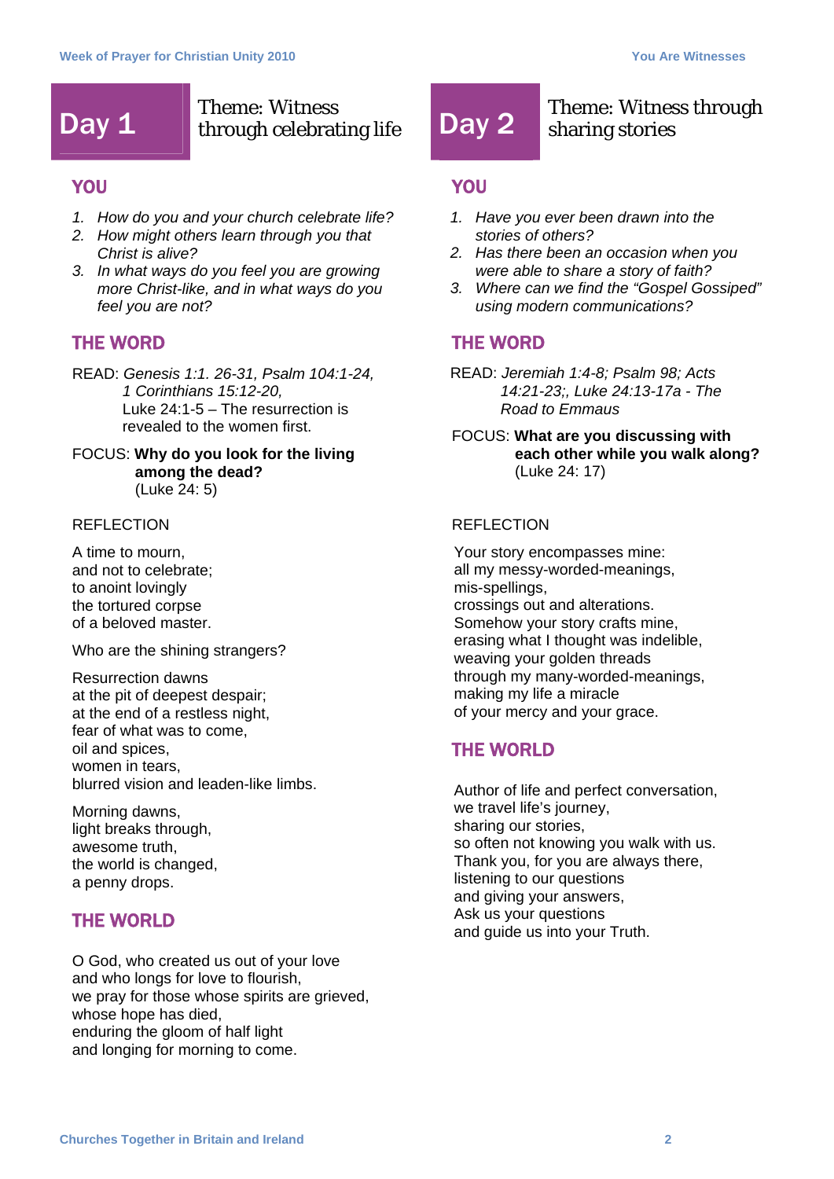## Day 1

### Theme: Witness through celebrating life

### YOU

1. *How do you and your church celebrate life?*
2. *How might others learn through you that Christ is alive?*
3. *In what ways do you feel you are growing more Christ-like, and in what ways do you feel you are not?*

### THE WORD

READ: *Genesis 1:1. 26-31, Psalm 104:1-24, 1 Corinthians 15:12-20,* Luke 24:1-5 – The resurrection is revealed to the women first.

FOCUS: **Why do you look for the living among the dead?** (Luke 24: 5)

REFLECTION

A time to mourn,
and not to celebrate;
to anoint lovingly
the tortured corpse
of a beloved master.

Who are the shining strangers?

Resurrection dawns
at the pit of deepest despair;
at the end of a restless night,
fear of what was to come,
oil and spices,
women in tears,
blurred vision and leaden-like limbs.

Morning dawns,
light breaks through,
awesome truth,
the world is changed,
a penny drops.

### THE WORLD

O God, who created us out of your love
and who longs for love to flourish,
we pray for those whose spirits are grieved,
whose hope has died,
enduring the gloom of half light
and longing for morning to come.

## Day 2

### Theme: Witness through sharing stories

### YOU

1. *Have you ever been drawn into the stories of others?*
2. *Has there been an occasion when you were able to share a story of faith?*
3. *Where can we find the "Gospel Gossiped" using modern communications?*

### THE WORD

READ: *Jeremiah 1:4-8; Psalm 98; Acts 14:21-23;, Luke 24:13-17a - The Road to Emmaus*

FOCUS: **What are you discussing with each other while you walk along?** (Luke 24: 17)

REFLECTION

Your story encompasses mine:
all my messy-worded-meanings,
mis-spellings,
crossings out and alterations.
Somehow your story crafts mine,
erasing what I thought was indelible,
weaving your golden threads
through my many-worded-meanings,
making my life a miracle
of your mercy and your grace.

### THE WORLD

Author of life and perfect conversation,
we travel life's journey,
sharing our stories,
so often not knowing you walk with us.
Thank you, for you are always there,
listening to our questions
and giving your answers,
Ask us your questions
and guide us into your Truth.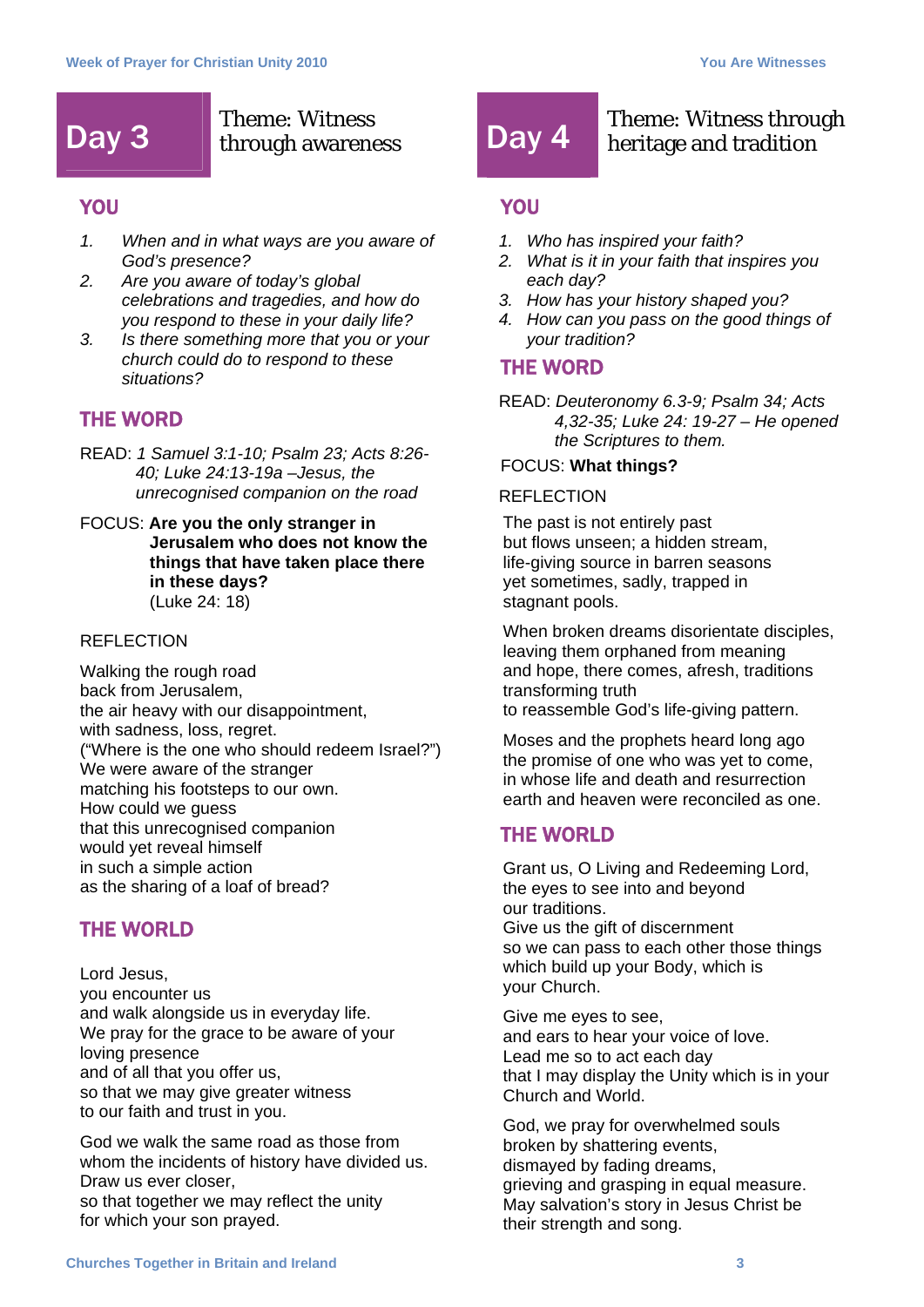## Day 3

### Theme: Witness through awareness

### YOU

1. *When and in what ways are you aware of God's presence?*
2. *Are you aware of today's global celebrations and tragedies, and how do you respond to these in your daily life?*
3. *Is there something more that you or your church could do to respond to these situations?*

### THE WORD

READ: *1 Samuel 3:1-10; Psalm 23; Acts 8:26-40; Luke 24:13-19a –Jesus, the unrecognised companion on the road*

FOCUS: **Are you the only stranger in Jerusalem who does not know the things that have taken place there in these days?** (Luke 24: 18)

REFLECTION

Walking the rough road
back from Jerusalem,
the air heavy with our disappointment,
with sadness, loss, regret.
("Where is the one who should redeem Israel?")
We were aware of the stranger
matching his footsteps to our own.
How could we guess
that this unrecognised companion
would yet reveal himself
in such a simple action
as the sharing of a loaf of bread?

### THE WORLD

Lord Jesus,
you encounter us
and walk alongside us in everyday life.
We pray for the grace to be aware of your loving presence
and of all that you offer us,
so that we may give greater witness
to our faith and trust in you.

God we walk the same road as those from whom the incidents of history have divided us.
Draw us ever closer,
so that together we may reflect the unity
for which your son prayed.

## Day 4

### Theme: Witness through heritage and tradition

### YOU

1. *Who has inspired your faith?*
2. *What is it in your faith that inspires you each day?*
3. *How has your history shaped you?*
4. *How can you pass on the good things of your tradition?*

### THE WORD

READ: *Deuteronomy 6.3-9; Psalm 34; Acts 4,32-35; Luke 24: 19-27 – He opened the Scriptures to them.*

FOCUS: **What things?**

REFLECTION

The past is not entirely past
but flows unseen; a hidden stream,
life-giving source in barren seasons
yet sometimes, sadly, trapped in
stagnant pools.

When broken dreams disorientate disciples,
leaving them orphaned from meaning
and hope, there comes, afresh, traditions
transforming truth
to reassemble God's life-giving pattern.

Moses and the prophets heard long ago
the promise of one who was yet to come,
in whose life and death and resurrection
earth and heaven were reconciled as one.

### THE WORLD

Grant us, O Living and Redeeming Lord,
the eyes to see into and beyond
our traditions.
Give us the gift of discernment
so we can pass to each other those things
which build up your Body, which is
your Church.

Give me eyes to see,
and ears to hear your voice of love.
Lead me so to act each day
that I may display the Unity which is in your Church and World.

God, we pray for overwhelmed souls
broken by shattering events,
dismayed by fading dreams,
grieving and grasping in equal measure.
May salvation's story in Jesus Christ be
their strength and song.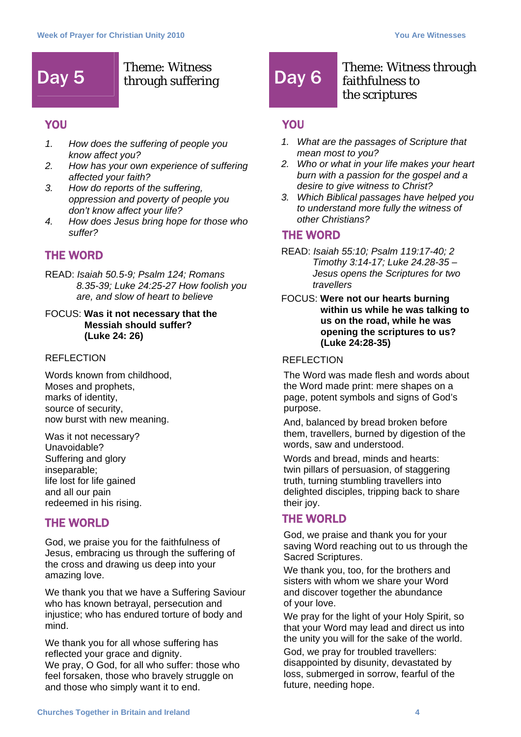## Day 5

### Theme: Witness through suffering

### YOU

1. *How does the suffering of people you know affect you?*
2. *How has your own experience of suffering affected your faith?*
3. *How do reports of the suffering, oppression and poverty of people you don't know affect your life?*
4. *How does Jesus bring hope for those who suffer?*

### THE WORD

READ: *Isaiah 50.5-9; Psalm 124; Romans 8.35-39; Luke 24:25-27 How foolish you are, and slow of heart to believe*

FOCUS: **Was it not necessary that the Messiah should suffer? (Luke 24: 26)**

REFLECTION

Words known from childhood,
Moses and prophets,
marks of identity,
source of security,
now burst with new meaning.

Was it not necessary?
Unavoidable?
Suffering and glory
inseparable;
life lost for life gained
and all our pain
redeemed in his rising.

### THE WORLD

God, we praise you for the faithfulness of Jesus, embracing us through the suffering of the cross and drawing us deep into your amazing love.

We thank you that we have a Suffering Saviour who has known betrayal, persecution and injustice; who has endured torture of body and mind.

We thank you for all whose suffering has reflected your grace and dignity.
We pray, O God, for all who suffer: those who feel forsaken, those who bravely struggle on and those who simply want it to end.

## Day 6

### Theme: Witness through faithfulness to the scriptures

### YOU

1. *What are the passages of Scripture that mean most to you?*
2. *Who or what in your life makes your heart burn with a passion for the gospel and a desire to give witness to Christ?*
3. *Which Biblical passages have helped you to understand more fully the witness of other Christians?*

### THE WORD

READ: *Isaiah 55:10; Psalm 119:17-40; 2 Timothy 3:14-17; Luke 24.28-35 – Jesus opens the Scriptures for two travellers*

FOCUS: **Were not our hearts burning within us while he was talking to us on the road, while he was opening the scriptures to us? (Luke 24:28-35)**

REFLECTION

The Word was made flesh and words about the Word made print: mere shapes on a page, potent symbols and signs of God's purpose.

And, balanced by bread broken before them, travellers, burned by digestion of the words, saw and understood.

Words and bread, minds and hearts: twin pillars of persuasion, of staggering truth, turning stumbling travellers into delighted disciples, tripping back to share their joy.

### THE WORLD

God, we praise and thank you for your saving Word reaching out to us through the Sacred Scriptures.

We thank you, too, for the brothers and sisters with whom we share your Word and discover together the abundance of your love.

We pray for the light of your Holy Spirit, so that your Word may lead and direct us into the unity you will for the sake of the world.

God, we pray for troubled travellers: disappointed by disunity, devastated by loss, submerged in sorrow, fearful of the future, needing hope.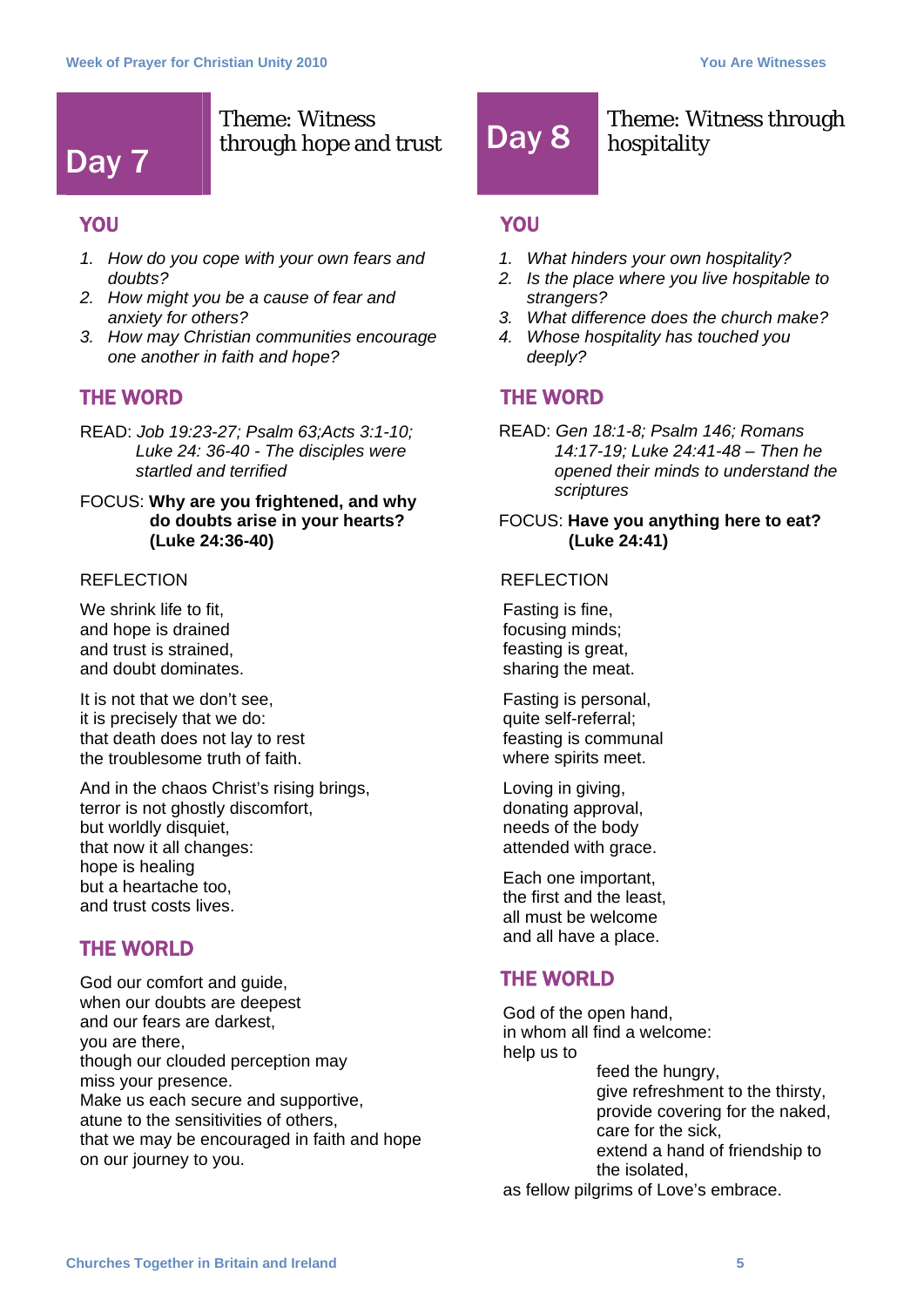# Day 7

## Theme: Witness through hope and trust

### YOU

1. *How do you cope with your own fears and doubts?*
2. *How might you be a cause of fear and anxiety for others?*
3. *How may Christian communities encourage one another in faith and hope?*

### THE WORD

READ: *Job 19:23-27; Psalm 63;Acts 3:1-10; Luke 24: 36-40 - The disciples were startled and terrified*

FOCUS: **Why are you frightened, and why do doubts arise in your hearts? (Luke 24:36-40)**

REFLECTION

We shrink life to fit,
and hope is drained
and trust is strained,
and doubt dominates.

It is not that we don't see,
it is precisely that we do:
that death does not lay to rest
the troublesome truth of faith.

And in the chaos Christ's rising brings,
terror is not ghostly discomfort,
but worldly disquiet,
that now it all changes:
hope is healing
but a heartache too,
and trust costs lives.

### THE WORLD

God our comfort and guide,
when our doubts are deepest
and our fears are darkest,
you are there,
though our clouded perception may
miss your presence.
Make us each secure and supportive,
atune to the sensitivities of others,
that we may be encouraged in faith and hope
on our journey to you.

# Day 8

## Theme: Witness through hospitality

### YOU

1. *What hinders your own hospitality?*
2. *Is the place where you live hospitable to strangers?*
3. *What difference does the church make?*
4. *Whose hospitality has touched you deeply?*

### THE WORD

READ: *Gen 18:1-8; Psalm 146; Romans 14:17-19; Luke 24:41-48 – Then he opened their minds to understand the scriptures*

FOCUS: **Have you anything here to eat? (Luke 24:41)**

REFLECTION

Fasting is fine,
focusing minds;
feasting is great,
sharing the meat.

Fasting is personal,
quite self-referral;
feasting is communal
where spirits meet.

Loving in giving,
donating approval,
needs of the body
attended with grace.

Each one important,
the first and the least,
all must be welcome
and all have a place.

### THE WORLD

God of the open hand,
in whom all find a welcome:
help us to

feed the hungry,
give refreshment to the thirsty,
provide covering for the naked,
care for the sick,
extend a hand of friendship to the isolated,

as fellow pilgrims of Love's embrace.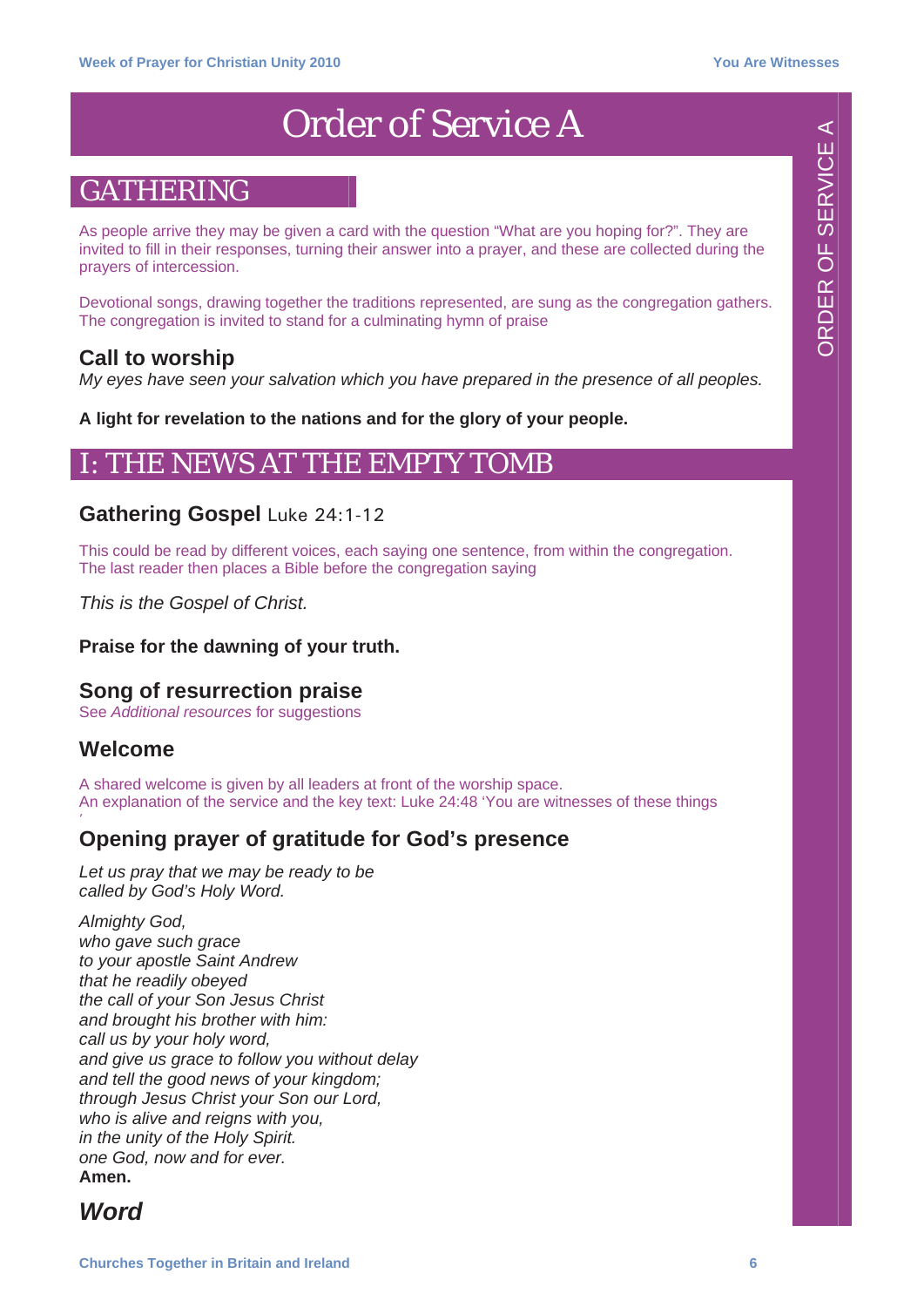# Order of Service A

## GATHERING

As people arrive they may be given a card with the question "What are you hoping for?". They are invited to fill in their responses, turning their answer into a prayer, and these are collected during the prayers of intercession.

Devotional songs, drawing together the traditions represented, are sung as the congregation gathers. The congregation is invited to stand for a culminating hymn of praise

### Call to worship

*My eyes have seen your salvation which you have prepared in the presence of all peoples.*

**A light for revelation to the nations and for the glory of your people.**

## I: THE NEWS AT THE EMPTY TOMB

### Gathering Gospel Luke 24:1-12

This could be read by different voices, each saying one sentence, from within the congregation. The last reader then places a Bible before the congregation saying

*This is the Gospel of Christ.*

**Praise for the dawning of your truth.**

### Song of resurrection praise

See *Additional resources* for suggestions

### Welcome

A shared welcome is given by all leaders at front of the worship space.
An explanation of the service and the key text: Luke 24:48 'You are witnesses of these things '

### Opening prayer of gratitude for God's presence

*Let us pray that we may be ready to be*
*called by God's Holy Word.*

*Almighty God,*
*who gave such grace*
*to your apostle Saint Andrew*
*that he readily obeyed*
*the call of your Son Jesus Christ*
*and brought his brother with him:*
*call us by your holy word,*
*and give us grace to follow you without delay*
*and tell the good news of your kingdom;*
*through Jesus Christ your Son our Lord,*
*who is alive and reigns with you,*
*in the unity of the Holy Spirit.*
*one God, now and for ever.*
**Amen.**

### *Word*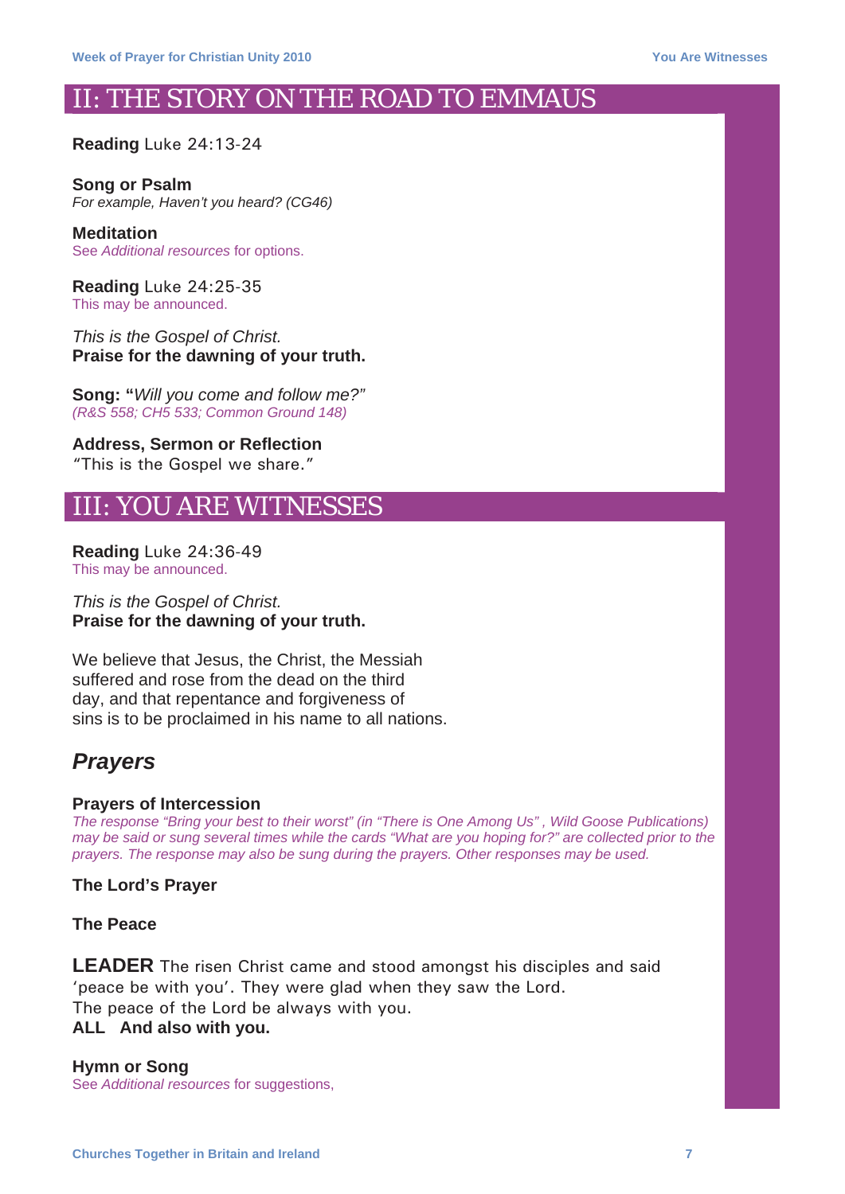## II: THE STORY ON THE ROAD TO EMMAUS

**Reading** Luke 24:13-24

**Song or Psalm**
*For example, Haven't you heard? (CG46)*

**Meditation**
See *Additional resources* for options.

**Reading** Luke 24:25-35
This may be announced.

*This is the Gospel of Christ.*
**Praise for the dawning of your truth.**

**Song: "***Will you come and follow me?"*
*(R&S 558; CH5 533; Common Ground 148)*

**Address, Sermon or Reflection**
"This is the Gospel we share."

## III: YOU ARE WITNESSES

**Reading** Luke 24:36-49
This may be announced.

*This is the Gospel of Christ.*
**Praise for the dawning of your truth.**

We believe that Jesus, the Christ, the Messiah
suffered and rose from the dead on the third
day, and that repentance and forgiveness of
sins is to be proclaimed in his name to all nations.

### *Prayers*

**Prayers of Intercession**
*The response "Bring your best to their worst" (in "There is One Among Us" , Wild Goose Publications) may be said or sung several times while the cards "What are you hoping for?" are collected prior to the prayers. The response may also be sung during the prayers. Other responses may be used.*

**The Lord's Prayer**

**The Peace**

**LEADER** The risen Christ came and stood amongst his disciples and said 'peace be with you'. They were glad when they saw the Lord.
The peace of the Lord be always with you.
**ALL And also with you.**

**Hymn or Song**
See *Additional resources* for suggestions,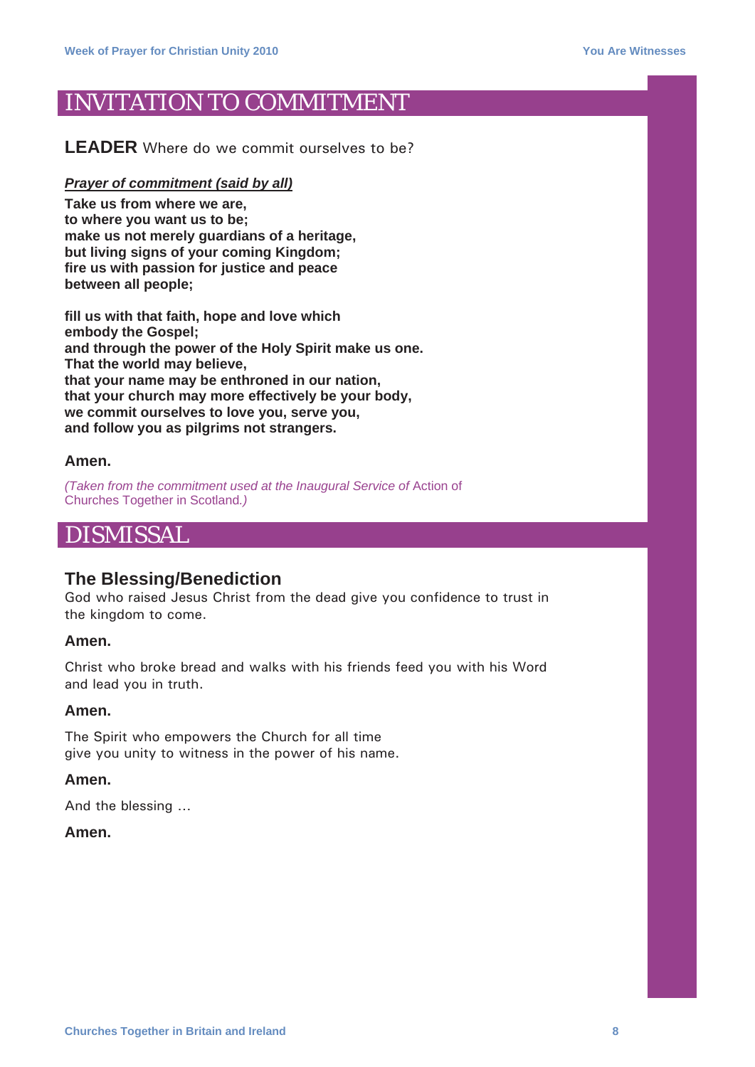# INVITATION TO COMMITMENT

**LEADER** Where do we commit ourselves to be?

***Prayer of commitment (said by all)***

**Take us from where we are,**
**to where you want us to be;**
**make us not merely guardians of a heritage,**
**but living signs of your coming Kingdom;**
**fire us with passion for justice and peace**
**between all people;**

**fill us with that faith, hope and love which**
**embody the Gospel;**
**and through the power of the Holy Spirit make us one.**
**That the world may believe,**
**that your name may be enthroned in our nation,**
**that your church may more effectively be your body,**
**we commit ourselves to love you, serve you,**
**and follow you as pilgrims not strangers.**

**Amen.**

*(Taken from the commitment used at the Inaugural Service of* Action of Churches Together in Scotland.*)*

# DISMISSAL

## The Blessing/Benediction

God who raised Jesus Christ from the dead give you confidence to trust in the kingdom to come.

**Amen.**

Christ who broke bread and walks with his friends feed you with his Word and lead you in truth.

**Amen.**

The Spirit who empowers the Church for all time
give you unity to witness in the power of his name.

**Amen.**

And the blessing …

**Amen.**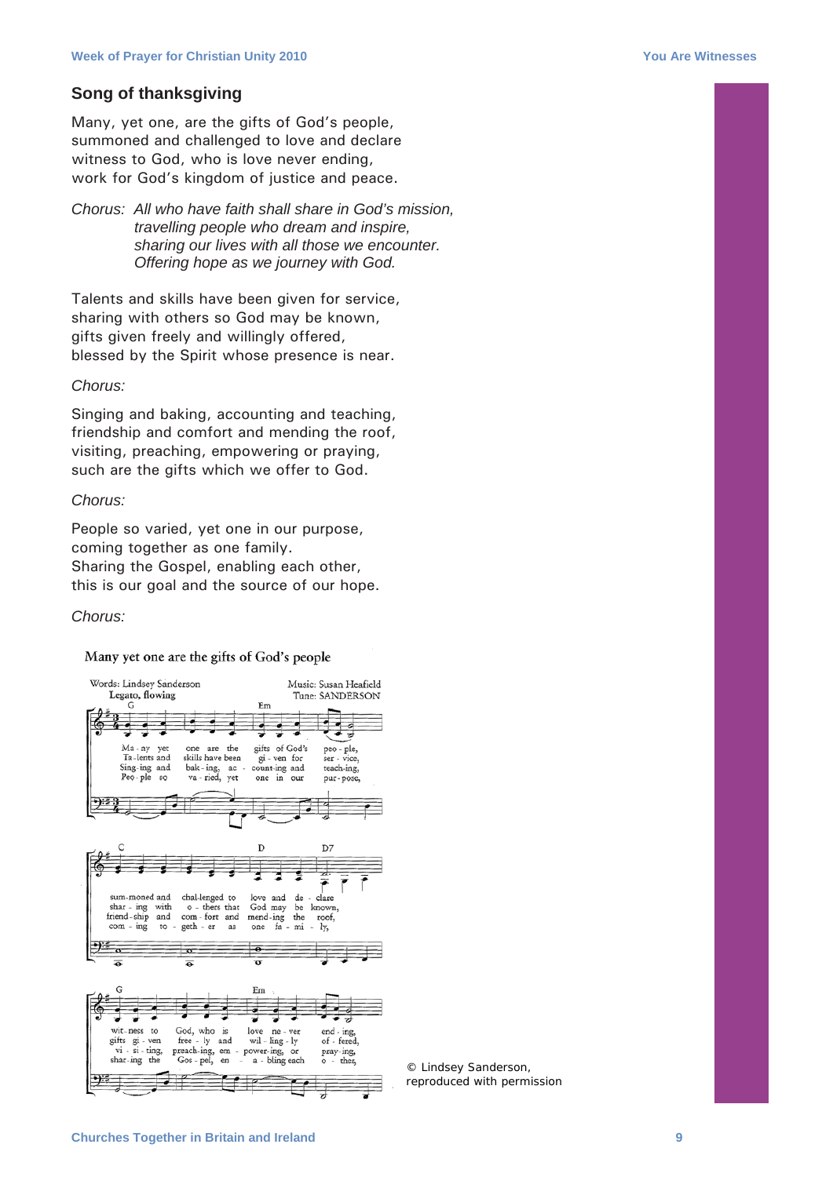## Song of thanksgiving

Many, yet one, are the gifts of God's people,
summoned and challenged to love and declare
witness to God, who is love never ending,
work for God's kingdom of justice and peace.

*Chorus: All who have faith shall share in God's mission,*
*travelling people who dream and inspire,*
*sharing our lives with all those we encounter.*
*Offering hope as we journey with God.*

Talents and skills have been given for service,
sharing with others so God may be known,
gifts given freely and willingly offered,
blessed by the Spirit whose presence is near.

*Chorus:*

Singing and baking, accounting and teaching,
friendship and comfort and mending the roof,
visiting, preaching, empowering or praying,
such are the gifts which we offer to God.

*Chorus:*

People so varied, yet one in our purpose,
coming together as one family.
Sharing the Gospel, enabling each other,
this is our goal and the source of our hope.

*Chorus:*

Many yet one are the gifts of God's people

Words: Lindsey Sanderson
Music: Susan Heafield
Tune: SANDERSON
Legato, flowing

© Lindsey Sanderson, reproduced with permission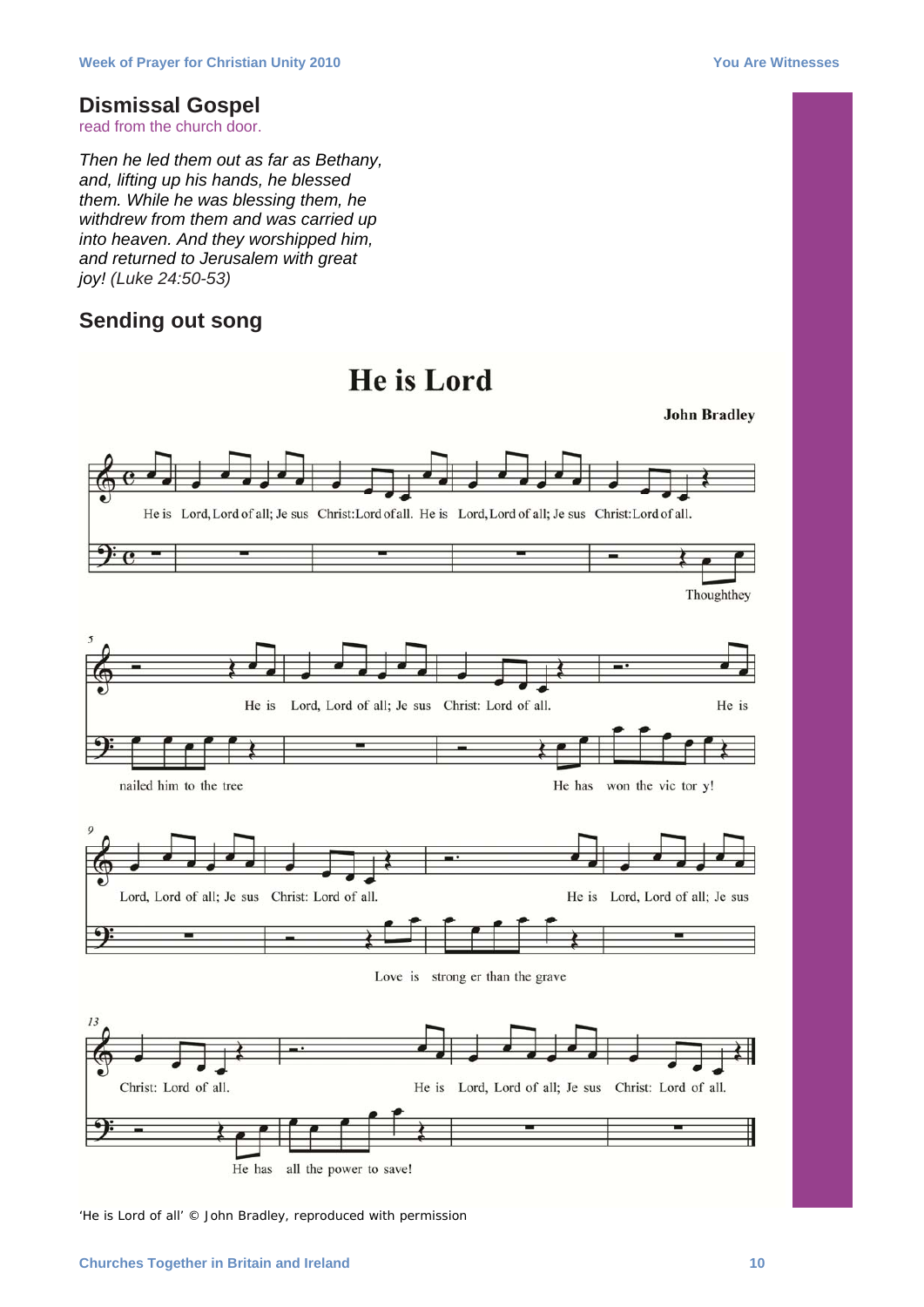## Dismissal Gospel

read from the church door.

*Then he led them out as far as Bethany, and, lifting up his hands, he blessed them. While he was blessing them, he withdrew from them and was carried up into heaven. And they worshipped him, and returned to Jerusalem with great joy! (Luke 24:50-53)*

## Sending out song

# He is Lord

**John Bradley**

He is Lord, Lord of all; Je sus Christ: Lord of all. He is Lord, Lord of all; Je sus Christ: Lord of all.

Though they nailed him to the tree

He is Lord, Lord of all; Je sus Christ: Lord of all. He is

He has won the vic tor y!

Lord, Lord of all; Je sus Christ: Lord of all. He is Lord, Lord of all; Je sus

Love is strong er than the grave

Christ: Lord of all. He is Lord, Lord of all; Je sus Christ: Lord of all.

He has all the power to save!

'He is Lord of all' © John Bradley, reproduced with permission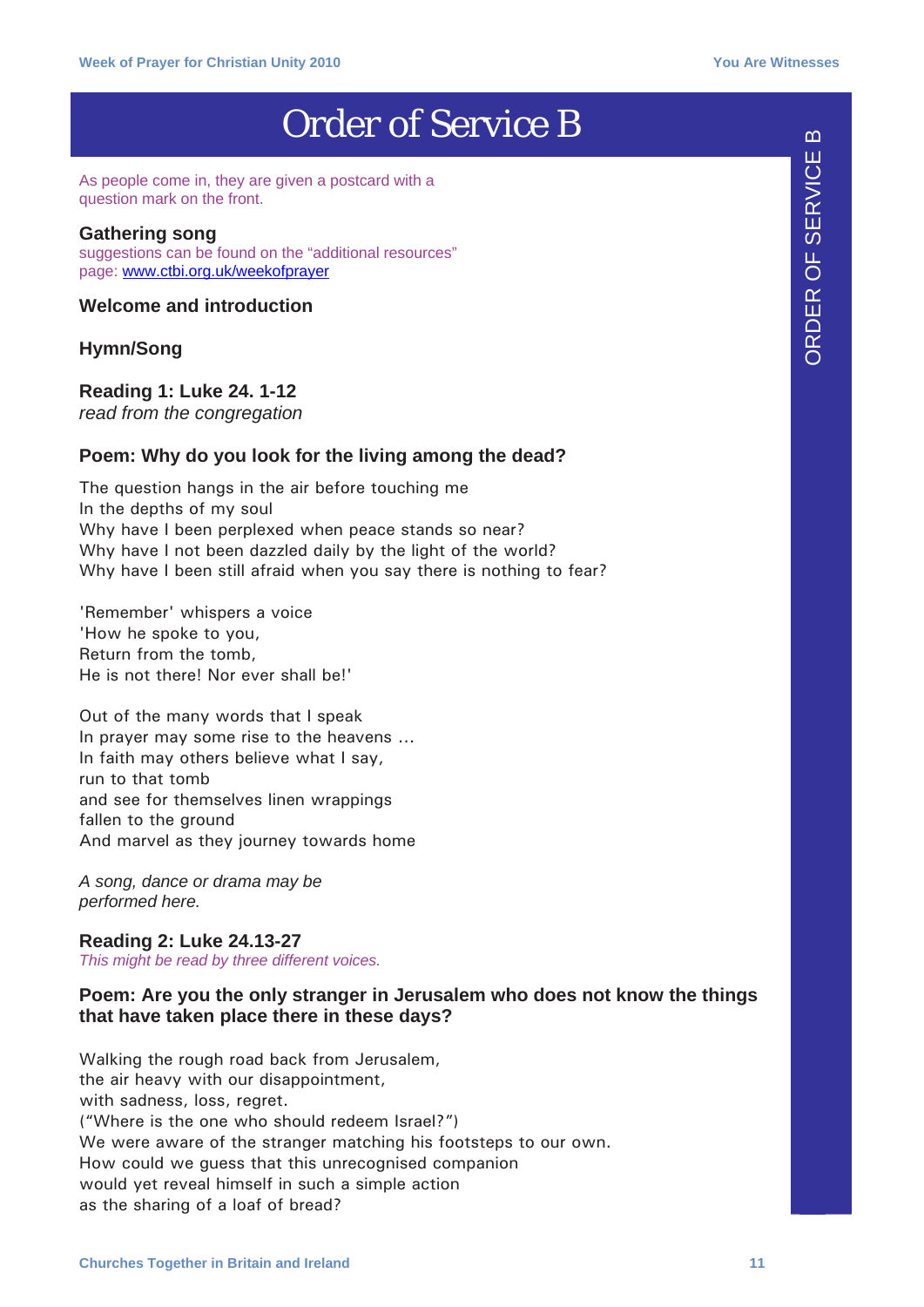# Order of Service B

As people come in, they are given a postcard with a question mark on the front.

**Gathering song**
suggestions can be found on the "additional resources" page: www.ctbi.org.uk/weekofprayer

**Welcome and introduction**

**Hymn/Song**

**Reading 1: Luke 24. 1-12**
*read from the congregation*

**Poem: Why do you look for the living among the dead?**

The question hangs in the air before touching me
In the depths of my soul
Why have I been perplexed when peace stands so near?
Why have I not been dazzled daily by the light of the world?
Why have I been still afraid when you say there is nothing to fear?

'Remember' whispers a voice
'How he spoke to you,
Return from the tomb,
He is not there! Nor ever shall be!'

Out of the many words that I speak
In prayer may some rise to the heavens …
In faith may others believe what I say,
run to that tomb
and see for themselves linen wrappings
fallen to the ground
And marvel as they journey towards home

*A song, dance or drama may be performed here.*

**Reading 2: Luke 24.13-27**
*This might be read by three different voices.*

**Poem: Are you the only stranger in Jerusalem who does not know the things that have taken place there in these days?**

Walking the rough road back from Jerusalem,
the air heavy with our disappointment,
with sadness, loss, regret.
("Where is the one who should redeem Israel?")
We were aware of the stranger matching his footsteps to our own.
How could we guess that this unrecognised companion
would yet reveal himself in such a simple action
as the sharing of a loaf of bread?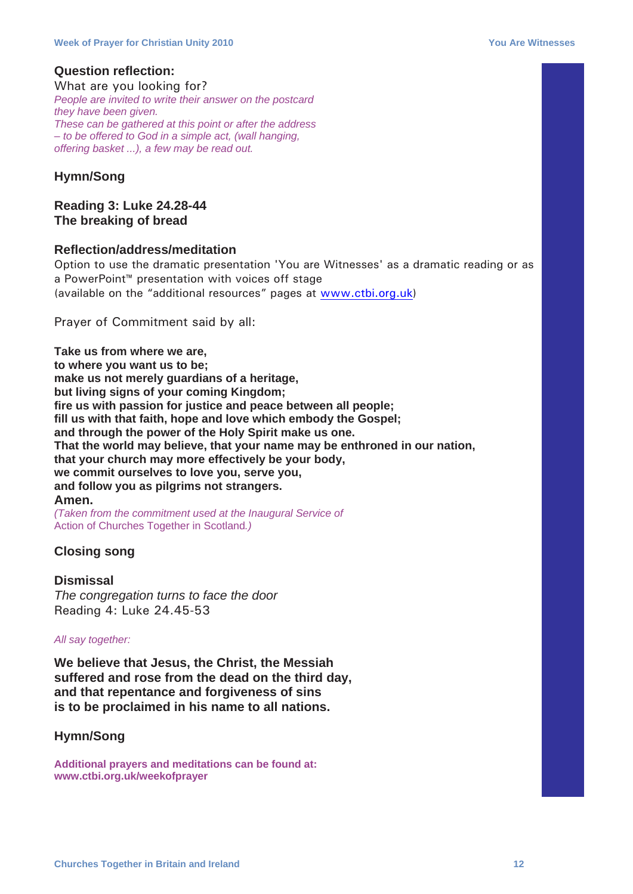### Question reflection:

What are you looking for?

*People are invited to write their answer on the postcard they have been given.*
*These can be gathered at this point or after the address – to be offered to God in a simple act, (wall hanging, offering basket ...), a few may be read out.*

### Hymn/Song

### Reading 3: Luke 24.28-44
### The breaking of bread

### Reflection/address/meditation

Option to use the dramatic presentation 'You are Witnesses' as a dramatic reading or as a PowerPoint™ presentation with voices off stage (available on the "additional resources" pages at www.ctbi.org.uk)

Prayer of Commitment said by all:

**Take us from where we are,**
**to where you want us to be;**
**make us not merely guardians of a heritage,**
**but living signs of your coming Kingdom;**
**fire us with passion for justice and peace between all people;**
**fill us with that faith, hope and love which embody the Gospel;**
**and through the power of the Holy Spirit make us one.**
**That the world may believe, that your name may be enthroned in our nation,**
**that your church may more effectively be your body,**
**we commit ourselves to love you, serve you,**
**and follow you as pilgrims not strangers.**
**Amen.**

*(Taken from the commitment used at the Inaugural Service of Action of Churches Together in Scotland.)*

### Closing song

### Dismissal

*The congregation turns to face the door*

Reading 4: Luke 24.45-53

*All say together:*

**We believe that Jesus, the Christ, the Messiah**
**suffered and rose from the dead on the third day,**
**and that repentance and forgiveness of sins**
**is to be proclaimed in his name to all nations.**

### Hymn/Song

**Additional prayers and meditations can be found at:**
**www.ctbi.org.uk/weekofprayer**